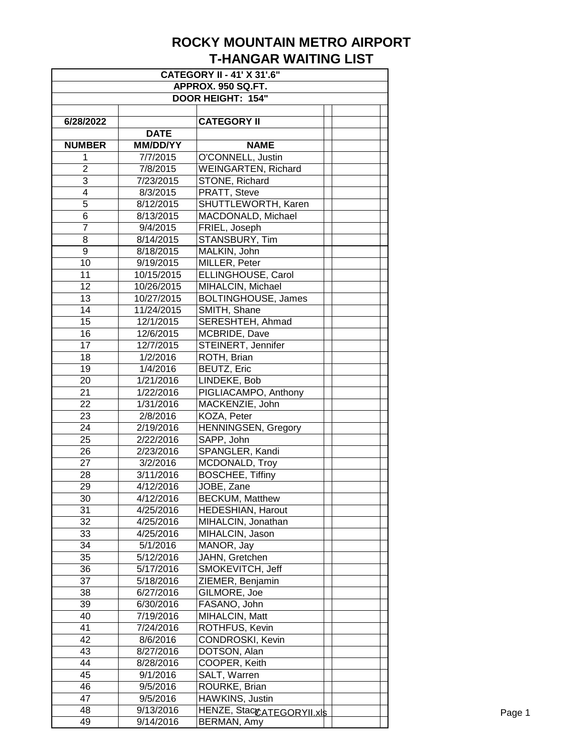# ROCKY MOUNTAIN METRO AIRPORT
## T-HANGAR WAITING LIST

**CATEGORY II - 41' X 31'.6"**
**APPROX. 950 SQ.FT.**
**DOOR HEIGHT: 154"**

| 6/28/2022 | | CATEGORY II |
|---|---|---|
| | DATE | |
| NUMBER | MM/DD/YY | NAME |
| 1 | 7/7/2015 | O'CONNELL, Justin |
| 2 | 7/8/2015 | WEINGARTEN, Richard |
| 3 | 7/23/2015 | STONE, Richard |
| 4 | 8/3/2015 | PRATT, Steve |
| 5 | 8/12/2015 | SHUTTLEWORTH, Karen |
| 6 | 8/13/2015 | MACDONALD, Michael |
| 7 | 9/4/2015 | FRIEL, Joseph |
| 8 | 8/14/2015 | STANSBURY, Tim |
| 9 | 8/18/2015 | MALKIN, John |
| 10 | 9/19/2015 | MILLER, Peter |
| 11 | 10/15/2015 | ELLINGHOUSE, Carol |
| 12 | 10/26/2015 | MIHALCIN, Michael |
| 13 | 10/27/2015 | BOLTINGHOUSE, James |
| 14 | 11/24/2015 | SMITH, Shane |
| 15 | 12/1/2015 | SERESHTEH, Ahmad |
| 16 | 12/6/2015 | MCBRIDE, Dave |
| 17 | 12/7/2015 | STEINERT, Jennifer |
| 18 | 1/2/2016 | ROTH, Brian |
| 19 | 1/4/2016 | BEUTZ, Eric |
| 20 | 1/21/2016 | LINDEKE, Bob |
| 21 | 1/22/2016 | PIGLIACAMPO, Anthony |
| 22 | 1/31/2016 | MACKENZIE, John |
| 23 | 2/8/2016 | KOZA, Peter |
| 24 | 2/19/2016 | HENNINGSEN, Gregory |
| 25 | 2/22/2016 | SAPP, John |
| 26 | 2/23/2016 | SPANGLER, Kandi |
| 27 | 3/2/2016 | MCDONALD, Troy |
| 28 | 3/11/2016 | BOSCHEE, Tiffiny |
| 29 | 4/12/2016 | JOBE, Zane |
| 30 | 4/12/2016 | BECKUM, Matthew |
| 31 | 4/25/2016 | HEDESHIAN, Harout |
| 32 | 4/25/2016 | MIHALCIN, Jonathan |
| 33 | 4/25/2016 | MIHALCIN, Jason |
| 34 | 5/1/2016 | MANOR, Jay |
| 35 | 5/12/2016 | JAHN, Gretchen |
| 36 | 5/17/2016 | SMOKEVITCH, Jeff |
| 37 | 5/18/2016 | ZIEMER, Benjamin |
| 38 | 6/27/2016 | GILMORE, Joe |
| 39 | 6/30/2016 | FASANO, John |
| 40 | 7/19/2016 | MIHALCIN, Matt |
| 41 | 7/24/2016 | ROTHFUS, Kevin |
| 42 | 8/6/2016 | CONDROSKI, Kevin |
| 43 | 8/27/2016 | DOTSON, Alan |
| 44 | 8/28/2016 | COOPER, Keith |
| 45 | 9/1/2016 | SALT, Warren |
| 46 | 9/5/2016 | ROURKE, Brian |
| 47 | 9/5/2016 | HAWKINS, Justin |
| 48 | 9/13/2016 | HENZE, Stacy |
| 49 | 9/14/2016 | BERMAN, Amy |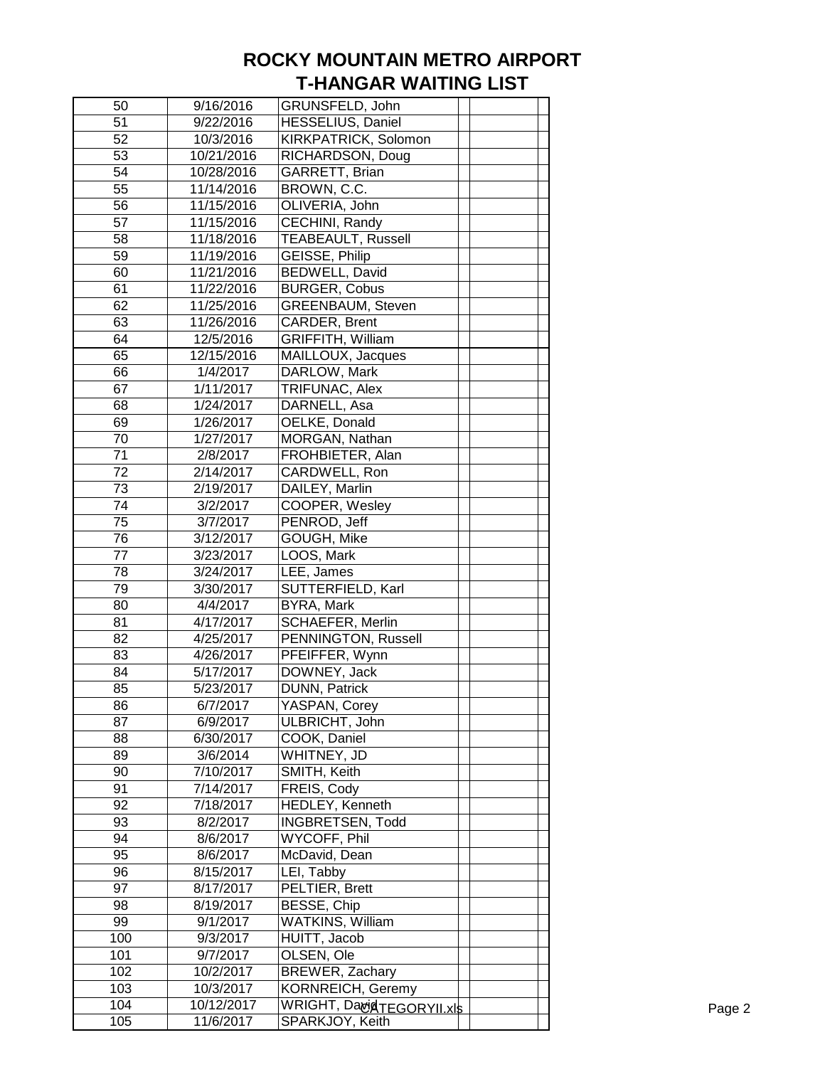# ROCKY MOUNTAIN METRO AIRPORT
## T-HANGAR WAITING LIST

| | | | | |
|---|---|---|---|---|
| 50 | 9/16/2016 | GRUNSFELD, John | | |
| 51 | 9/22/2016 | HESSELIUS, Daniel | | |
| 52 | 10/3/2016 | KIRKPATRICK, Solomon | | |
| 53 | 10/21/2016 | RICHARDSON, Doug | | |
| 54 | 10/28/2016 | GARRETT, Brian | | |
| 55 | 11/14/2016 | BROWN, C.C. | | |
| 56 | 11/15/2016 | OLIVERIA, John | | |
| 57 | 11/15/2016 | CECHINI, Randy | | |
| 58 | 11/18/2016 | TEABEAULT, Russell | | |
| 59 | 11/19/2016 | GEISSE, Philip | | |
| 60 | 11/21/2016 | BEDWELL, David | | |
| 61 | 11/22/2016 | BURGER, Cobus | | |
| 62 | 11/25/2016 | GREENBAUM, Steven | | |
| 63 | 11/26/2016 | CARDER, Brent | | |
| 64 | 12/5/2016 | GRIFFITH, William | | |
| 65 | 12/15/2016 | MAILLOUX, Jacques | | |
| 66 | 1/4/2017 | DARLOW, Mark | | |
| 67 | 1/11/2017 | TRIFUNAC, Alex | | |
| 68 | 1/24/2017 | DARNELL, Asa | | |
| 69 | 1/26/2017 | OELKE, Donald | | |
| 70 | 1/27/2017 | MORGAN, Nathan | | |
| 71 | 2/8/2017 | FROHBIETER, Alan | | |
| 72 | 2/14/2017 | CARDWELL, Ron | | |
| 73 | 2/19/2017 | DAILEY, Marlin | | |
| 74 | 3/2/2017 | COOPER, Wesley | | |
| 75 | 3/7/2017 | PENROD, Jeff | | |
| 76 | 3/12/2017 | GOUGH, Mike | | |
| 77 | 3/23/2017 | LOOS, Mark | | |
| 78 | 3/24/2017 | LEE, James | | |
| 79 | 3/30/2017 | SUTTERFIELD, Karl | | |
| 80 | 4/4/2017 | BYRA, Mark | | |
| 81 | 4/17/2017 | SCHAEFER, Merlin | | |
| 82 | 4/25/2017 | PENNINGTON, Russell | | |
| 83 | 4/26/2017 | PFEIFFER, Wynn | | |
| 84 | 5/17/2017 | DOWNEY, Jack | | |
| 85 | 5/23/2017 | DUNN, Patrick | | |
| 86 | 6/7/2017 | YASPAN, Corey | | |
| 87 | 6/9/2017 | ULBRICHT, John | | |
| 88 | 6/30/2017 | COOK, Daniel | | |
| 89 | 3/6/2014 | WHITNEY, JD | | |
| 90 | 7/10/2017 | SMITH, Keith | | |
| 91 | 7/14/2017 | FREIS, Cody | | |
| 92 | 7/18/2017 | HEDLEY, Kenneth | | |
| 93 | 8/2/2017 | INGBRETSEN, Todd | | |
| 94 | 8/6/2017 | WYCOFF, Phil | | |
| 95 | 8/6/2017 | McDavid, Dean | | |
| 96 | 8/15/2017 | LEI, Tabby | | |
| 97 | 8/17/2017 | PELTIER, Brett | | |
| 98 | 8/19/2017 | BESSE, Chip | | |
| 99 | 9/1/2017 | WATKINS, William | | |
| 100 | 9/3/2017 | HUITT, Jacob | | |
| 101 | 9/7/2017 | OLSEN, Ole | | |
| 102 | 10/2/2017 | BREWER, Zachary | | |
| 103 | 10/3/2017 | KORNREICH, Geremy | | |
| 104 | 10/12/2017 | WRIGHT, David | | |
| 105 | 11/6/2017 | SPARKJOY, Keith | | |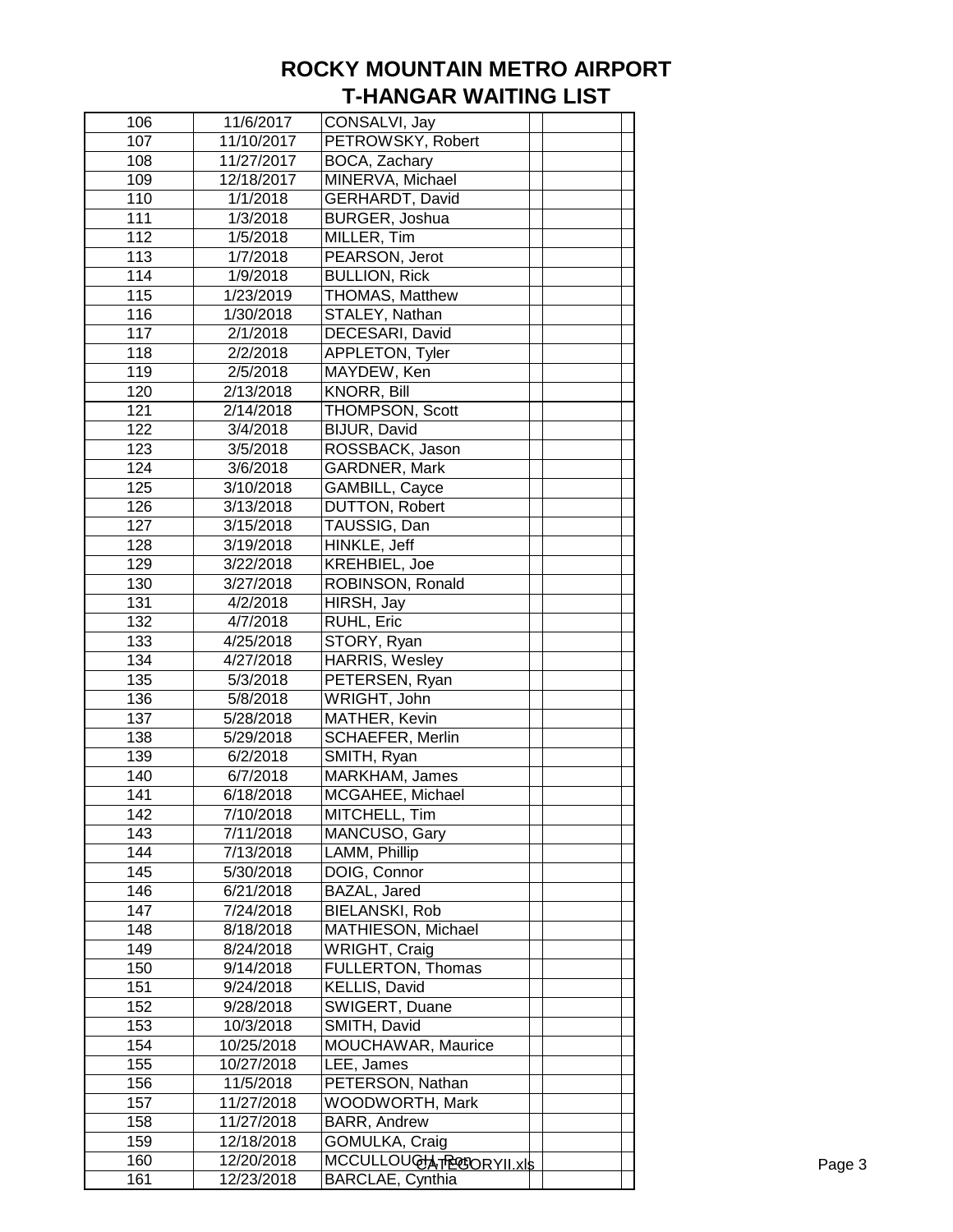# ROCKY MOUNTAIN METRO AIRPORT
# T-HANGAR WAITING LIST

| | | | | |
|---|---|---|---|---|
| 106 | 11/6/2017 | CONSALVI, Jay | | |
| 107 | 11/10/2017 | PETROWSKY, Robert | | |
| 108 | 11/27/2017 | BOCA, Zachary | | |
| 109 | 12/18/2017 | MINERVA, Michael | | |
| 110 | 1/1/2018 | GERHARDT, David | | |
| 111 | 1/3/2018 | BURGER, Joshua | | |
| 112 | 1/5/2018 | MILLER, Tim | | |
| 113 | 1/7/2018 | PEARSON, Jerot | | |
| 114 | 1/9/2018 | BULLION, Rick | | |
| 115 | 1/23/2019 | THOMAS, Matthew | | |
| 116 | 1/30/2018 | STALEY, Nathan | | |
| 117 | 2/1/2018 | DECESARI, David | | |
| 118 | 2/2/2018 | APPLETON, Tyler | | |
| 119 | 2/5/2018 | MAYDEW, Ken | | |
| 120 | 2/13/2018 | KNORR, Bill | | |
| 121 | 2/14/2018 | THOMPSON, Scott | | |
| 122 | 3/4/2018 | BIJUR, David | | |
| 123 | 3/5/2018 | ROSSBACK, Jason | | |
| 124 | 3/6/2018 | GARDNER, Mark | | |
| 125 | 3/10/2018 | GAMBILL, Cayce | | |
| 126 | 3/13/2018 | DUTTON, Robert | | |
| 127 | 3/15/2018 | TAUSSIG, Dan | | |
| 128 | 3/19/2018 | HINKLE, Jeff | | |
| 129 | 3/22/2018 | KREHBIEL, Joe | | |
| 130 | 3/27/2018 | ROBINSON, Ronald | | |
| 131 | 4/2/2018 | HIRSH, Jay | | |
| 132 | 4/7/2018 | RUHL, Eric | | |
| 133 | 4/25/2018 | STORY, Ryan | | |
| 134 | 4/27/2018 | HARRIS, Wesley | | |
| 135 | 5/3/2018 | PETERSEN, Ryan | | |
| 136 | 5/8/2018 | WRIGHT, John | | |
| 137 | 5/28/2018 | MATHER, Kevin | | |
| 138 | 5/29/2018 | SCHAEFER, Merlin | | |
| 139 | 6/2/2018 | SMITH, Ryan | | |
| 140 | 6/7/2018 | MARKHAM, James | | |
| 141 | 6/18/2018 | MCGAHEE, Michael | | |
| 142 | 7/10/2018 | MITCHELL, Tim | | |
| 143 | 7/11/2018 | MANCUSO, Gary | | |
| 144 | 7/13/2018 | LAMM, Phillip | | |
| 145 | 5/30/2018 | DOIG, Connor | | |
| 146 | 6/21/2018 | BAZAL, Jared | | |
| 147 | 7/24/2018 | BIELANSKI, Rob | | |
| 148 | 8/18/2018 | MATHIESON, Michael | | |
| 149 | 8/24/2018 | WRIGHT, Craig | | |
| 150 | 9/14/2018 | FULLERTON, Thomas | | |
| 151 | 9/24/2018 | KELLIS, David | | |
| 152 | 9/28/2018 | SWIGERT, Duane | | |
| 153 | 10/3/2018 | SMITH, David | | |
| 154 | 10/25/2018 | MOUCHAWAR, Maurice | | |
| 155 | 10/27/2018 | LEE, James | | |
| 156 | 11/5/2018 | PETERSON, Nathan | | |
| 157 | 11/27/2018 | WOODWORTH, Mark | | |
| 158 | 11/27/2018 | BARR, Andrew | | |
| 159 | 12/18/2018 | GOMULKA, Craig | | |
| 160 | 12/20/2018 | MCCULLOUGH, Ron | | |
| 161 | 12/23/2018 | BARCLAE, Cynthia | | |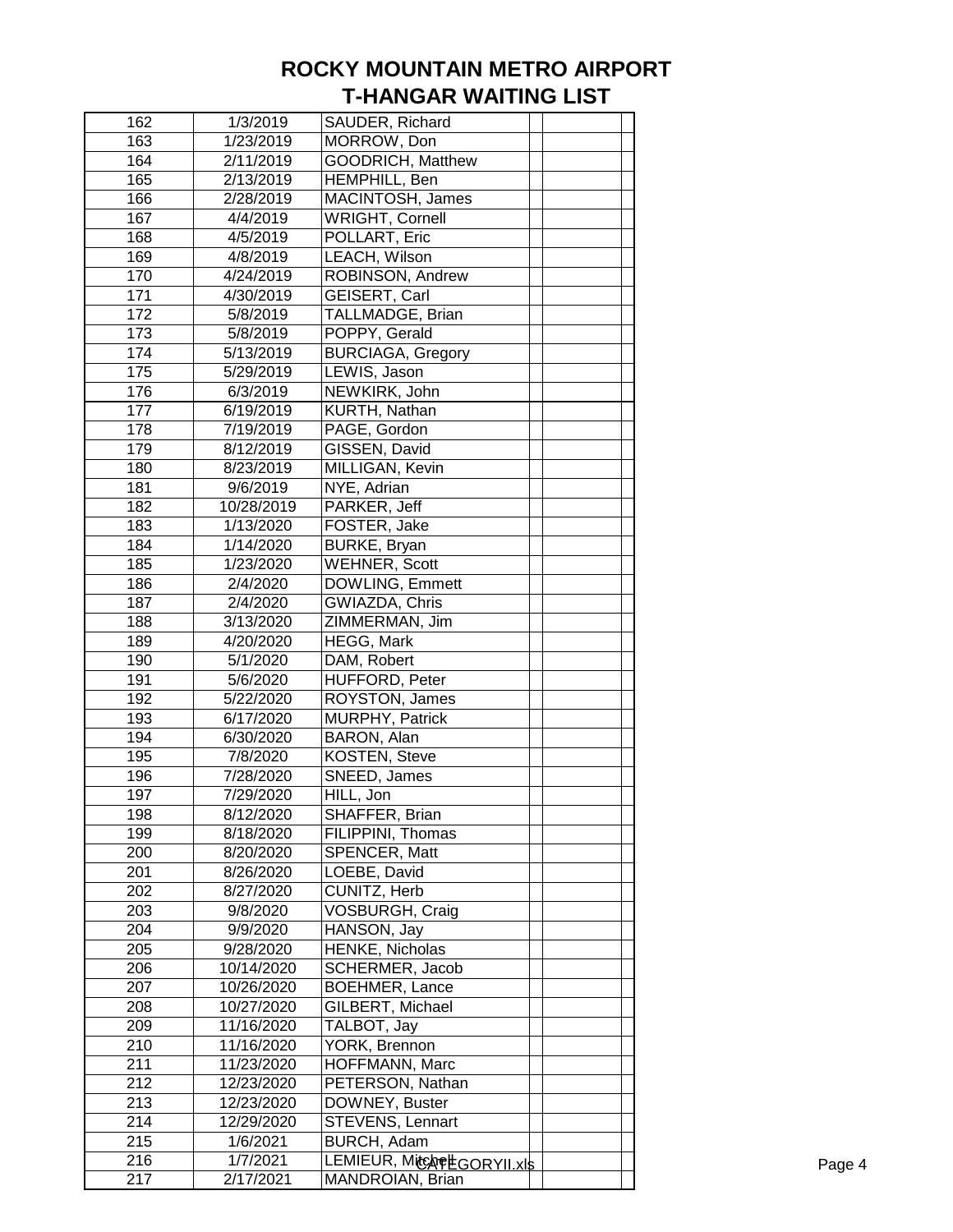# ROCKY MOUNTAIN METRO AIRPORT
# T-HANGAR WAITING LIST

| | | | | |
|---|---|---|---|---|
| 162 | 1/3/2019 | SAUDER, Richard | | |
| 163 | 1/23/2019 | MORROW, Don | | |
| 164 | 2/11/2019 | GOODRICH, Matthew | | |
| 165 | 2/13/2019 | HEMPHILL, Ben | | |
| 166 | 2/28/2019 | MACINTOSH, James | | |
| 167 | 4/4/2019 | WRIGHT, Cornell | | |
| 168 | 4/5/2019 | POLLART, Eric | | |
| 169 | 4/8/2019 | LEACH, Wilson | | |
| 170 | 4/24/2019 | ROBINSON, Andrew | | |
| 171 | 4/30/2019 | GEISERT, Carl | | |
| 172 | 5/8/2019 | TALLMADGE, Brian | | |
| 173 | 5/8/2019 | POPPY, Gerald | | |
| 174 | 5/13/2019 | BURCIAGA, Gregory | | |
| 175 | 5/29/2019 | LEWIS, Jason | | |
| 176 | 6/3/2019 | NEWKIRK, John | | |
| 177 | 6/19/2019 | KURTH, Nathan | | |
| 178 | 7/19/2019 | PAGE, Gordon | | |
| 179 | 8/12/2019 | GISSEN, David | | |
| 180 | 8/23/2019 | MILLIGAN, Kevin | | |
| 181 | 9/6/2019 | NYE, Adrian | | |
| 182 | 10/28/2019 | PARKER, Jeff | | |
| 183 | 1/13/2020 | FOSTER, Jake | | |
| 184 | 1/14/2020 | BURKE, Bryan | | |
| 185 | 1/23/2020 | WEHNER, Scott | | |
| 186 | 2/4/2020 | DOWLING, Emmett | | |
| 187 | 2/4/2020 | GWIAZDA, Chris | | |
| 188 | 3/13/2020 | ZIMMERMAN, Jim | | |
| 189 | 4/20/2020 | HEGG, Mark | | |
| 190 | 5/1/2020 | DAM, Robert | | |
| 191 | 5/6/2020 | HUFFORD, Peter | | |
| 192 | 5/22/2020 | ROYSTON, James | | |
| 193 | 6/17/2020 | MURPHY, Patrick | | |
| 194 | 6/30/2020 | BARON, Alan | | |
| 195 | 7/8/2020 | KOSTEN, Steve | | |
| 196 | 7/28/2020 | SNEED, James | | |
| 197 | 7/29/2020 | HILL, Jon | | |
| 198 | 8/12/2020 | SHAFFER, Brian | | |
| 199 | 8/18/2020 | FILIPPINI, Thomas | | |
| 200 | 8/20/2020 | SPENCER, Matt | | |
| 201 | 8/26/2020 | LOEBE, David | | |
| 202 | 8/27/2020 | CUNITZ, Herb | | |
| 203 | 9/8/2020 | VOSBURGH, Craig | | |
| 204 | 9/9/2020 | HANSON, Jay | | |
| 205 | 9/28/2020 | HENKE, Nicholas | | |
| 206 | 10/14/2020 | SCHERMER, Jacob | | |
| 207 | 10/26/2020 | BOEHMER, Lance | | |
| 208 | 10/27/2020 | GILBERT, Michael | | |
| 209 | 11/16/2020 | TALBOT, Jay | | |
| 210 | 11/16/2020 | YORK, Brennon | | |
| 211 | 11/23/2020 | HOFFMANN, Marc | | |
| 212 | 12/23/2020 | PETERSON, Nathan | | |
| 213 | 12/23/2020 | DOWNEY, Buster | | |
| 214 | 12/29/2020 | STEVENS, Lennart | | |
| 215 | 1/6/2021 | BURCH, Adam | | |
| 216 | 1/7/2021 | LEMIEUR, Mitchell | | |
| 217 | 2/17/2021 | MANDROIAN, Brian | | |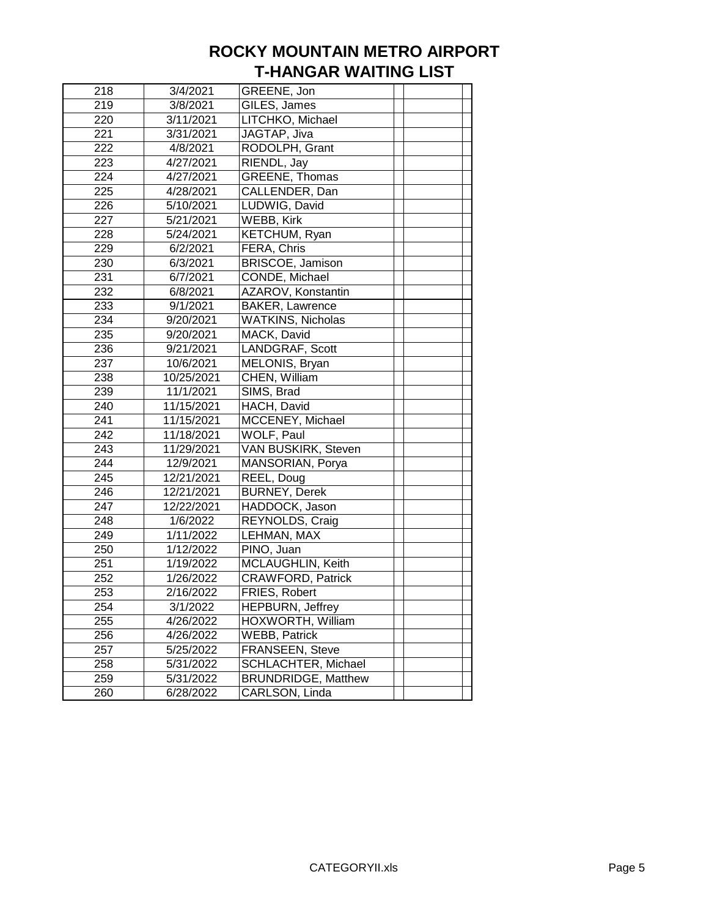# ROCKY MOUNTAIN METRO AIRPORT
# T-HANGAR WAITING LIST

| | | | | | |
|---|---|---|---|---|---|
| 218 | 3/4/2021 | GREENE, Jon | | | |
| 219 | 3/8/2021 | GILES, James | | | |
| 220 | 3/11/2021 | LITCHKO, Michael | | | |
| 221 | 3/31/2021 | JAGTAP, Jiva | | | |
| 222 | 4/8/2021 | RODOLPH, Grant | | | |
| 223 | 4/27/2021 | RIENDL, Jay | | | |
| 224 | 4/27/2021 | GREENE, Thomas | | | |
| 225 | 4/28/2021 | CALLENDER, Dan | | | |
| 226 | 5/10/2021 | LUDWIG, David | | | |
| 227 | 5/21/2021 | WEBB, Kirk | | | |
| 228 | 5/24/2021 | KETCHUM, Ryan | | | |
| 229 | 6/2/2021 | FERA, Chris | | | |
| 230 | 6/3/2021 | BRISCOE, Jamison | | | |
| 231 | 6/7/2021 | CONDE, Michael | | | |
| 232 | 6/8/2021 | AZAROV, Konstantin | | | |
| 233 | 9/1/2021 | BAKER, Lawrence | | | |
| 234 | 9/20/2021 | WATKINS, Nicholas | | | |
| 235 | 9/20/2021 | MACK, David | | | |
| 236 | 9/21/2021 | LANDGRAF, Scott | | | |
| 237 | 10/6/2021 | MELONIS, Bryan | | | |
| 238 | 10/25/2021 | CHEN, William | | | |
| 239 | 11/1/2021 | SIMS, Brad | | | |
| 240 | 11/15/2021 | HACH, David | | | |
| 241 | 11/15/2021 | MCCENEY, Michael | | | |
| 242 | 11/18/2021 | WOLF, Paul | | | |
| 243 | 11/29/2021 | VAN BUSKIRK, Steven | | | |
| 244 | 12/9/2021 | MANSORIAN, Porya | | | |
| 245 | 12/21/2021 | REEL, Doug | | | |
| 246 | 12/21/2021 | BURNEY, Derek | | | |
| 247 | 12/22/2021 | HADDOCK, Jason | | | |
| 248 | 1/6/2022 | REYNOLDS, Craig | | | |
| 249 | 1/11/2022 | LEHMAN, MAX | | | |
| 250 | 1/12/2022 | PINO, Juan | | | |
| 251 | 1/19/2022 | MCLAUGHLIN, Keith | | | |
| 252 | 1/26/2022 | CRAWFORD, Patrick | | | |
| 253 | 2/16/2022 | FRIES, Robert | | | |
| 254 | 3/1/2022 | HEPBURN, Jeffrey | | | |
| 255 | 4/26/2022 | HOXWORTH, William | | | |
| 256 | 4/26/2022 | WEBB, Patrick | | | |
| 257 | 5/25/2022 | FRANSEEN, Steve | | | |
| 258 | 5/31/2022 | SCHLACHTER, Michael | | | |
| 259 | 5/31/2022 | BRUNDRIDGE, Matthew | | | |
| 260 | 6/28/2022 | CARLSON, Linda | | | |

CATEGORYII.xls